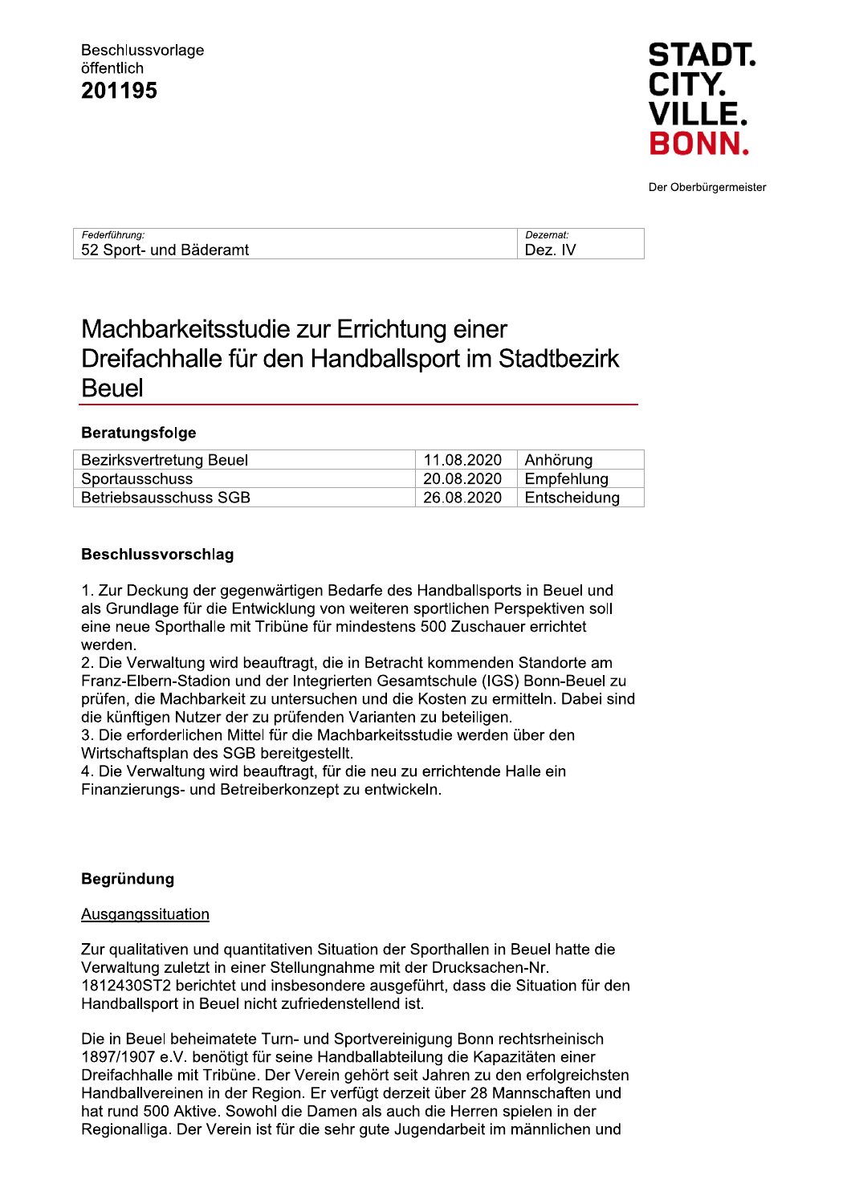Beschlussvorlage
öffentlich

**201195**

STADT.
CITY.
VILLE.
BONN.

Der Oberbürgermeister

| *Federführung:* 52 Sport- und Bäderamt | *Dezernat:* Dez. IV |
|---|---|

# Machbarkeitsstudie zur Errichtung einer Dreifachhalle für den Handballsport im Stadtbezirk Beuel

### Beratungsfolge

| | | |
|---|---|---|
| Bezirksvertretung Beuel | 11.08.2020 | Anhörung |
| Sportausschuss | 20.08.2020 | Empfehlung |
| Betriebsausschuss SGB | 26.08.2020 | Entscheidung |

### Beschlussvorschlag

1. Zur Deckung der gegenwärtigen Bedarfe des Handballsports in Beuel und als Grundlage für die Entwicklung von weiteren sportlichen Perspektiven soll eine neue Sporthalle mit Tribüne für mindestens 500 Zuschauer errichtet werden.
2. Die Verwaltung wird beauftragt, die in Betracht kommenden Standorte am Franz-Elbern-Stadion und der Integrierten Gesamtschule (IGS) Bonn-Beuel zu prüfen, die Machbarkeit zu untersuchen und die Kosten zu ermitteln. Dabei sind die künftigen Nutzer der zu prüfenden Varianten zu beteiligen.
3. Die erforderlichen Mittel für die Machbarkeitsstudie werden über den Wirtschaftsplan des SGB bereitgestellt.
4. Die Verwaltung wird beauftragt, für die neu zu errichtende Halle ein Finanzierungs- und Betreiberkonzept zu entwickeln.

### Begründung

<u>Ausgangssituation</u>

Zur qualitativen und quantitativen Situation der Sporthallen in Beuel hatte die Verwaltung zuletzt in einer Stellungnahme mit der Drucksachen-Nr. 1812430ST2 berichtet und insbesondere ausgeführt, dass die Situation für den Handballsport in Beuel nicht zufriedenstellend ist.

Die in Beuel beheimatete Turn- und Sportvereinigung Bonn rechtsrheinisch 1897/1907 e.V. benötigt für seine Handballabteilung die Kapazitäten einer Dreifachhalle mit Tribüne. Der Verein gehört seit Jahren zu den erfolgreichsten Handballvereinen in der Region. Er verfügt derzeit über 28 Mannschaften und hat rund 500 Aktive. Sowohl die Damen als auch die Herren spielen in der Regionalliga. Der Verein ist für die sehr gute Jugendarbeit im männlichen und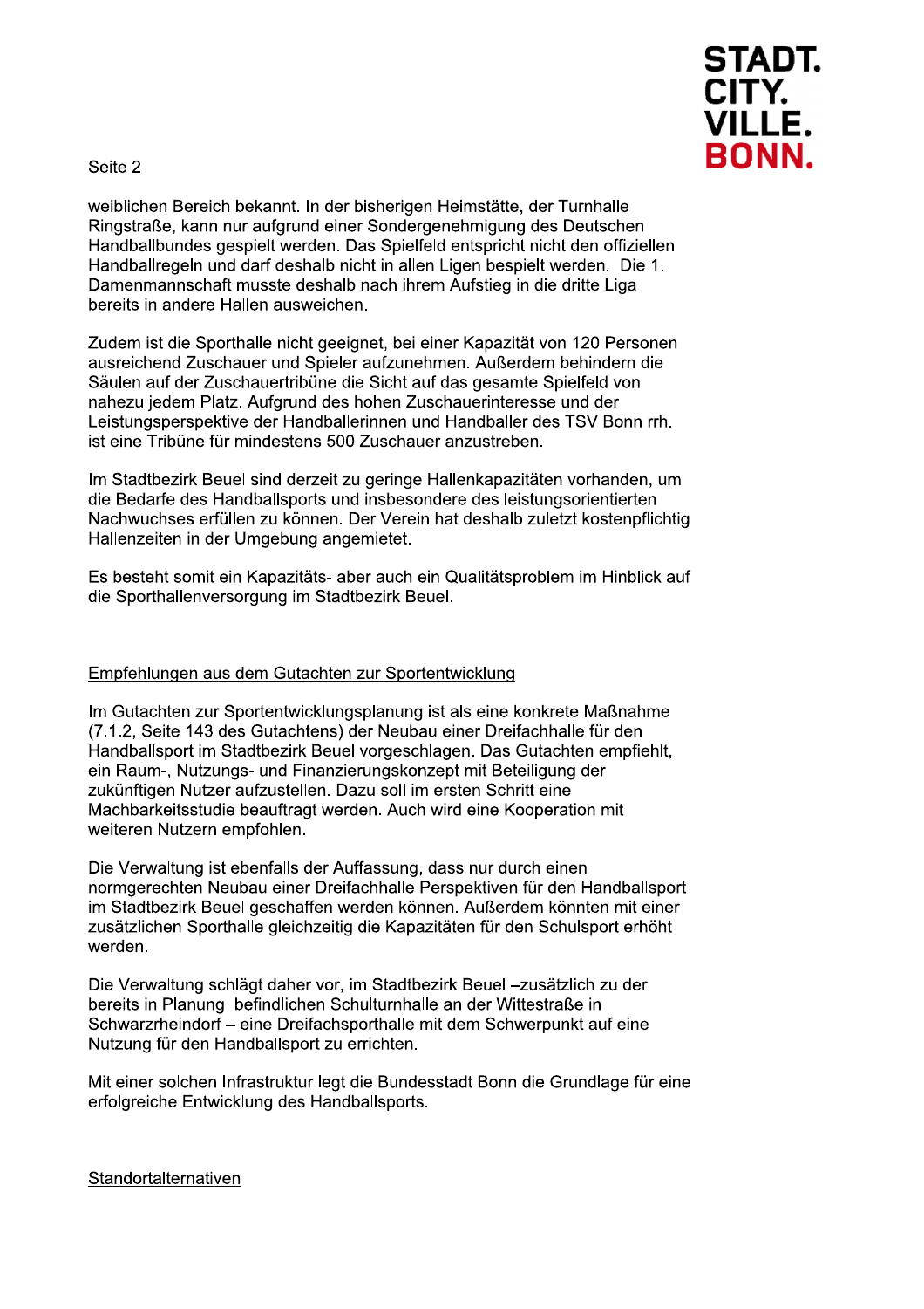weiblichen Bereich bekannt. In der bisherigen Heimstätte, der Turnhalle Ringstraße, kann nur aufgrund einer Sondergenehmigung des Deutschen Handballbundes gespielt werden. Das Spielfeld entspricht nicht den offiziellen Handballregeln und darf deshalb nicht in allen Ligen bespielt werden. Die 1. Damenmannschaft musste deshalb nach ihrem Aufstieg in die dritte Liga bereits in andere Hallen ausweichen.

Zudem ist die Sporthalle nicht geeignet, bei einer Kapazität von 120 Personen ausreichend Zuschauer und Spieler aufzunehmen. Außerdem behindern die Säulen auf der Zuschauertribüne die Sicht auf das gesamte Spielfeld von nahezu jedem Platz. Aufgrund des hohen Zuschauerinteresse und der Leistungsperspektive der Handballerinnen und Handballer des TSV Bonn rrh. ist eine Tribüne für mindestens 500 Zuschauer anzustreben.

Im Stadtbezirk Beuel sind derzeit zu geringe Hallenkapazitäten vorhanden, um die Bedarfe des Handballsports und insbesondere des leistungsorientierten Nachwuchses erfüllen zu können. Der Verein hat deshalb zuletzt kostenpflichtig Hallenzeiten in der Umgebung angemietet.

Es besteht somit ein Kapazitäts- aber auch ein Qualitätsproblem im Hinblick auf die Sporthallenversorgung im Stadtbezirk Beuel.

## Empfehlungen aus dem Gutachten zur Sportentwicklung

Im Gutachten zur Sportentwicklungsplanung ist als eine konkrete Maßnahme (7.1.2, Seite 143 des Gutachtens) der Neubau einer Dreifachhalle für den Handballsport im Stadtbezirk Beuel vorgeschlagen. Das Gutachten empfiehlt, ein Raum-, Nutzungs- und Finanzierungskonzept mit Beteiligung der zukünftigen Nutzer aufzustellen. Dazu soll im ersten Schritt eine Machbarkeitsstudie beauftragt werden. Auch wird eine Kooperation mit weiteren Nutzern empfohlen.

Die Verwaltung ist ebenfalls der Auffassung, dass nur durch einen normgerechten Neubau einer Dreifachhalle Perspektiven für den Handballsport im Stadtbezirk Beuel geschaffen werden können. Außerdem könnten mit einer zusätzlichen Sporthalle gleichzeitig die Kapazitäten für den Schulsport erhöht werden.

Die Verwaltung schlägt daher vor, im Stadtbezirk Beuel –zusätzlich zu der bereits in Planung befindlichen Schulturnhalle an der Wittestraße in Schwarzrheindorf – eine Dreifachsporthalle mit dem Schwerpunkt auf eine Nutzung für den Handballsport zu errichten.

Mit einer solchen Infrastruktur legt die Bundesstadt Bonn die Grundlage für eine erfolgreiche Entwicklung des Handballsports.

## Standortalternativen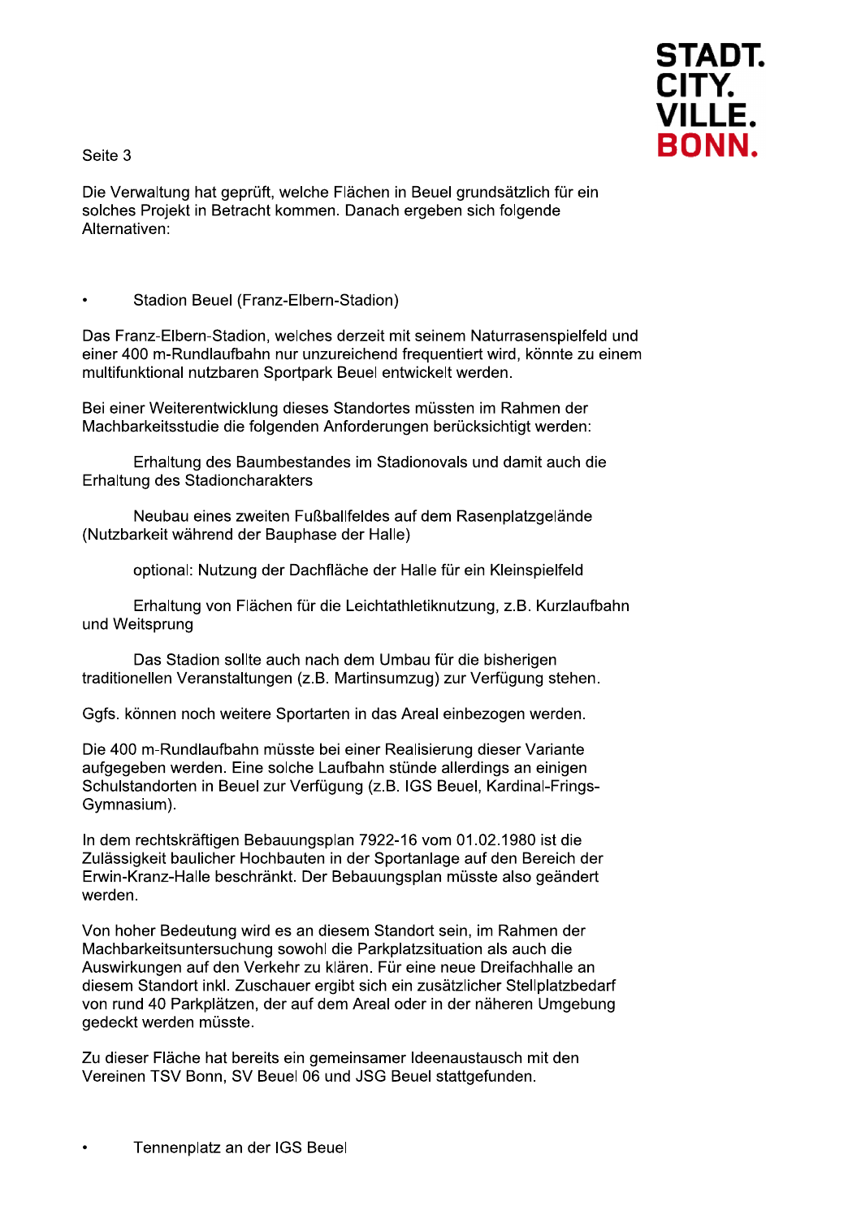Die Verwaltung hat geprüft, welche Flächen in Beuel grundsätzlich für ein solches Projekt in Betracht kommen. Danach ergeben sich folgende Alternativen:

- Stadion Beuel (Franz-Elbern-Stadion)

Das Franz-Elbern-Stadion, welches derzeit mit seinem Naturrasenspielfeld und einer 400 m-Rundlaufbahn nur unzureichend frequentiert wird, könnte zu einem multifunktional nutzbaren Sportpark Beuel entwickelt werden.

Bei einer Weiterentwicklung dieses Standortes müssten im Rahmen der Machbarkeitsstudie die folgenden Anforderungen berücksichtigt werden:

Erhaltung des Baumbestandes im Stadionovals und damit auch die Erhaltung des Stadioncharakters

Neubau eines zweiten Fußballfeldes auf dem Rasenplatzgelände (Nutzbarkeit während der Bauphase der Halle)

optional: Nutzung der Dachfläche der Halle für ein Kleinspielfeld

Erhaltung von Flächen für die Leichtathletiknutzung, z.B. Kurzlaufbahn und Weitsprung

Das Stadion sollte auch nach dem Umbau für die bisherigen traditionellen Veranstaltungen (z.B. Martinsumzug) zur Verfügung stehen.

Ggfs. können noch weitere Sportarten in das Areal einbezogen werden.

Die 400 m-Rundlaufbahn müsste bei einer Realisierung dieser Variante aufgegeben werden. Eine solche Laufbahn stünde allerdings an einigen Schulstandorten in Beuel zur Verfügung (z.B. IGS Beuel, Kardinal-Frings-Gymnasium).

In dem rechtskräftigen Bebauungsplan 7922-16 vom 01.02.1980 ist die Zulässigkeit baulicher Hochbauten in der Sportanlage auf den Bereich der Erwin-Kranz-Halle beschränkt. Der Bebauungsplan müsste also geändert werden.

Von hoher Bedeutung wird es an diesem Standort sein, im Rahmen der Machbarkeitsuntersuchung sowohl die Parkplatzsituation als auch die Auswirkungen auf den Verkehr zu klären. Für eine neue Dreifachhalle an diesem Standort inkl. Zuschauer ergibt sich ein zusätzlicher Stellplatzbedarf von rund 40 Parkplätzen, der auf dem Areal oder in der näheren Umgebung gedeckt werden müsste.

Zu dieser Fläche hat bereits ein gemeinsamer Ideenaustausch mit den Vereinen TSV Bonn, SV Beuel 06 und JSG Beuel stattgefunden.

- Tennenplatz an der IGS Beuel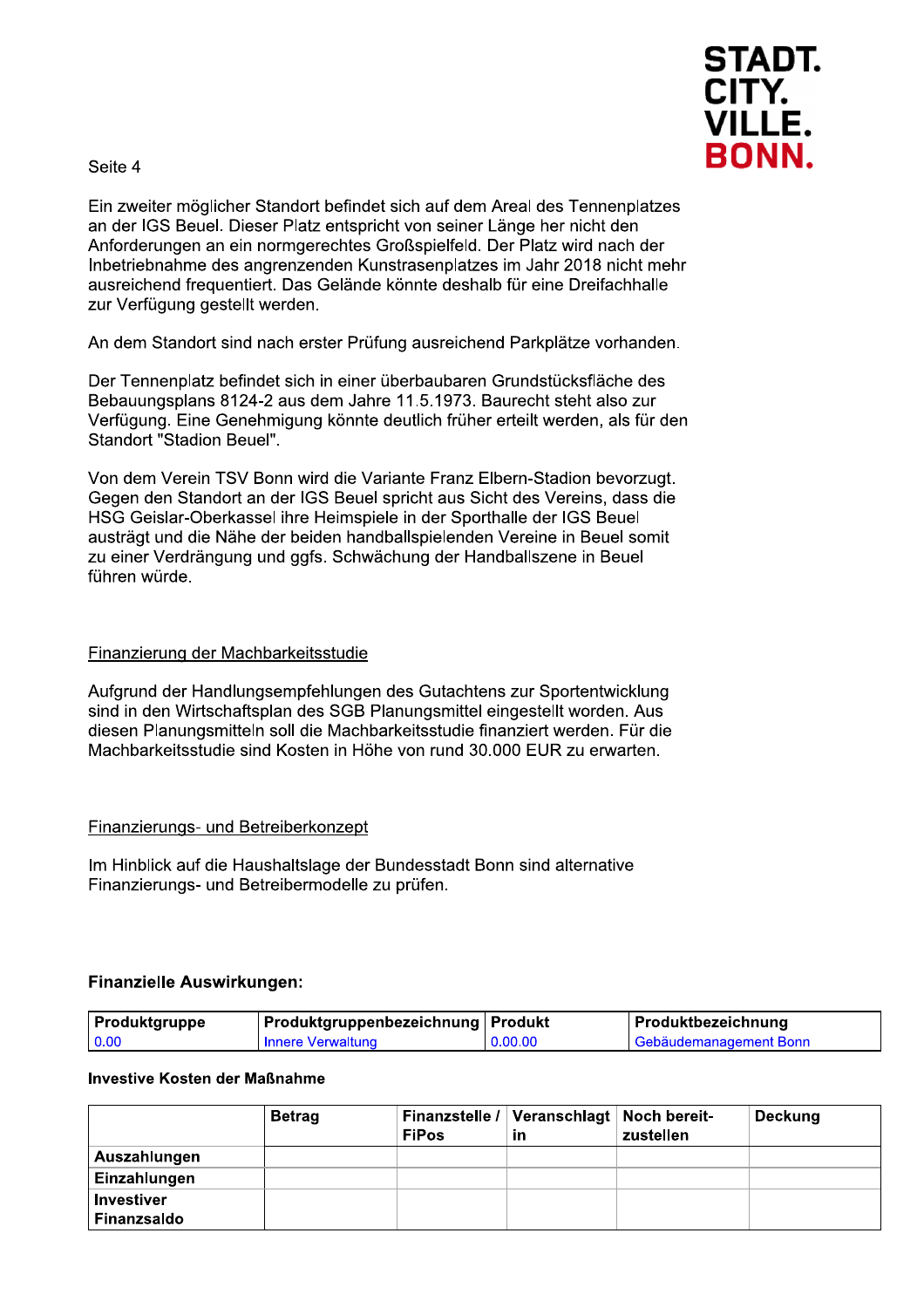Ein zweiter möglicher Standort befindet sich auf dem Areal des Tennenplatzes an der IGS Beuel. Dieser Platz entspricht von seiner Länge her nicht den Anforderungen an ein normgerechtes Großspielfeld. Der Platz wird nach der Inbetriebnahme des angrenzenden Kunstrasenplatzes im Jahr 2018 nicht mehr ausreichend frequentiert. Das Gelände könnte deshalb für eine Dreifachhalle zur Verfügung gestellt werden.

An dem Standort sind nach erster Prüfung ausreichend Parkplätze vorhanden.

Der Tennenplatz befindet sich in einer überbaubaren Grundstücksfläche des Bebauungsplans 8124-2 aus dem Jahre 11.5.1973. Baurecht steht also zur Verfügung. Eine Genehmigung könnte deutlich früher erteilt werden, als für den Standort "Stadion Beuel".

Von dem Verein TSV Bonn wird die Variante Franz Elbern-Stadion bevorzugt. Gegen den Standort an der IGS Beuel spricht aus Sicht des Vereins, dass die HSG Geislar-Oberkassel ihre Heimspiele in der Sporthalle der IGS Beuel austrägt und die Nähe der beiden handballspielenden Vereine in Beuel somit zu einer Verdrängung und ggfs. Schwächung der Handballszene in Beuel führen würde.

## Finanzierung der Machbarkeitsstudie

Aufgrund der Handlungsempfehlungen des Gutachtens zur Sportentwicklung sind in den Wirtschaftsplan des SGB Planungsmittel eingestellt worden. Aus diesen Planungsmitteln soll die Machbarkeitsstudie finanziert werden. Für die Machbarkeitsstudie sind Kosten in Höhe von rund 30.000 EUR zu erwarten.

## Finanzierungs- und Betreiberkonzept

Im Hinblick auf die Haushaltslage der Bundesstadt Bonn sind alternative Finanzierungs- und Betreibermodelle zu prüfen.

### Finanzielle Auswirkungen:

| Produktgruppe | Produktgruppenbezeichnung | Produkt | Produktbezeichnung |
|---|---|---|---|
| 0.00 | Innere Verwaltung | 0.00.00 | Gebäudemanagement Bonn |

**Investive Kosten der Maßnahme**

| | Betrag | Finanzstelle / FiPos | Veranschlagt in | Noch bereit-zustellen | Deckung |
|---|---|---|---|---|---|
| **Auszahlungen** | | | | | |
| **Einzahlungen** | | | | | |
| **Investiver Finanzsaldo** | | | | | |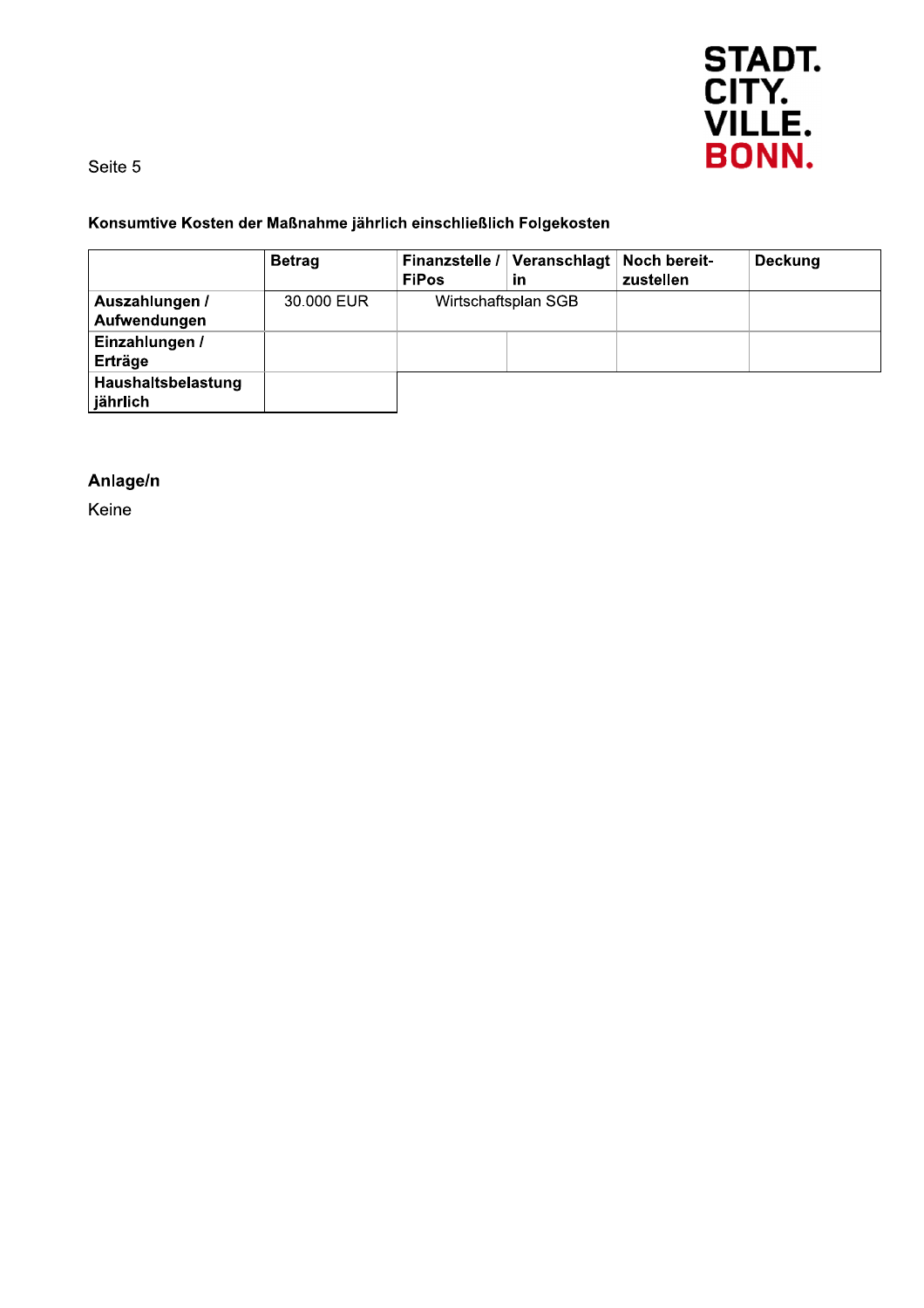**Konsumtive Kosten der Maßnahme jährlich einschließlich Folgekosten**

| | Betrag | Finanzstelle / FiPos | Veranschlagt in | Noch bereit-zustellen | Deckung |
|---|---|---|---|---|---|
| **Auszahlungen / Aufwendungen** | 30.000 EUR | Wirtschaftsplan SGB | | | |
| **Einzahlungen / Erträge** | | | | | |
| **Haushaltsbelastung jährlich** | | | | | |

## Anlage/n

Keine